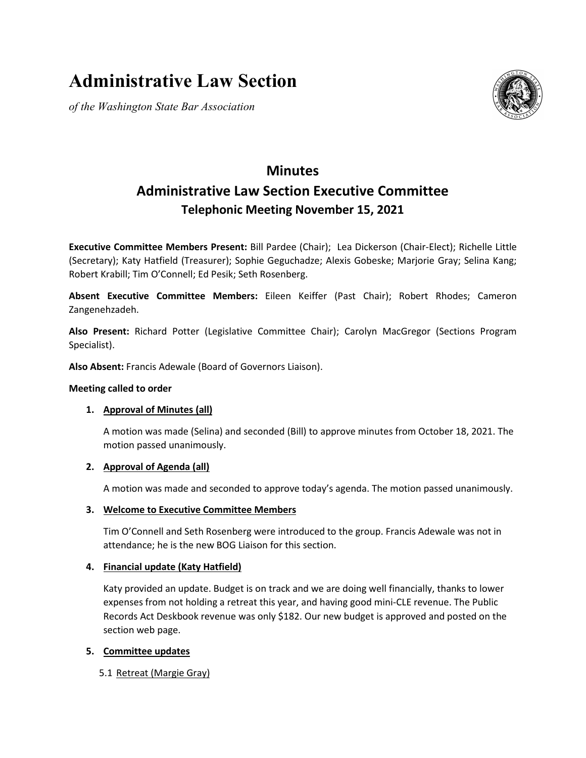# Administrative Law Section

*of the Washington State Bar Association*

## Minutes
## Administrative Law Section Executive Committee
### Telephonic Meeting November 15, 2021

**Executive Committee Members Present:** Bill Pardee (Chair); Lea Dickerson (Chair-Elect); Richelle Little (Secretary); Katy Hatfield (Treasurer); Sophie Geguchadze; Alexis Gobeske; Marjorie Gray; Selina Kang; Robert Krabill; Tim O'Connell; Ed Pesik; Seth Rosenberg.

**Absent Executive Committee Members:** Eileen Keiffer (Past Chair); Robert Rhodes; Cameron Zangenehzadeh.

**Also Present:** Richard Potter (Legislative Committee Chair); Carolyn MacGregor (Sections Program Specialist).

**Also Absent:** Francis Adewale (Board of Governors Liaison).

**Meeting called to order**

1. **Approval of Minutes (all)**

   A motion was made (Selina) and seconded (Bill) to approve minutes from October 18, 2021. The motion passed unanimously.

2. **Approval of Agenda (all)**

   A motion was made and seconded to approve today's agenda. The motion passed unanimously.

3. **Welcome to Executive Committee Members**

   Tim O'Connell and Seth Rosenberg were introduced to the group. Francis Adewale was not in attendance; he is the new BOG Liaison for this section.

4. **Financial update (Katy Hatfield)**

   Katy provided an update. Budget is on track and we are doing well financially, thanks to lower expenses from not holding a retreat this year, and having good mini-CLE revenue. The Public Records Act Deskbook revenue was only $182. Our new budget is approved and posted on the section web page.

5. **Committee updates**

   5.1 Retreat (Margie Gray)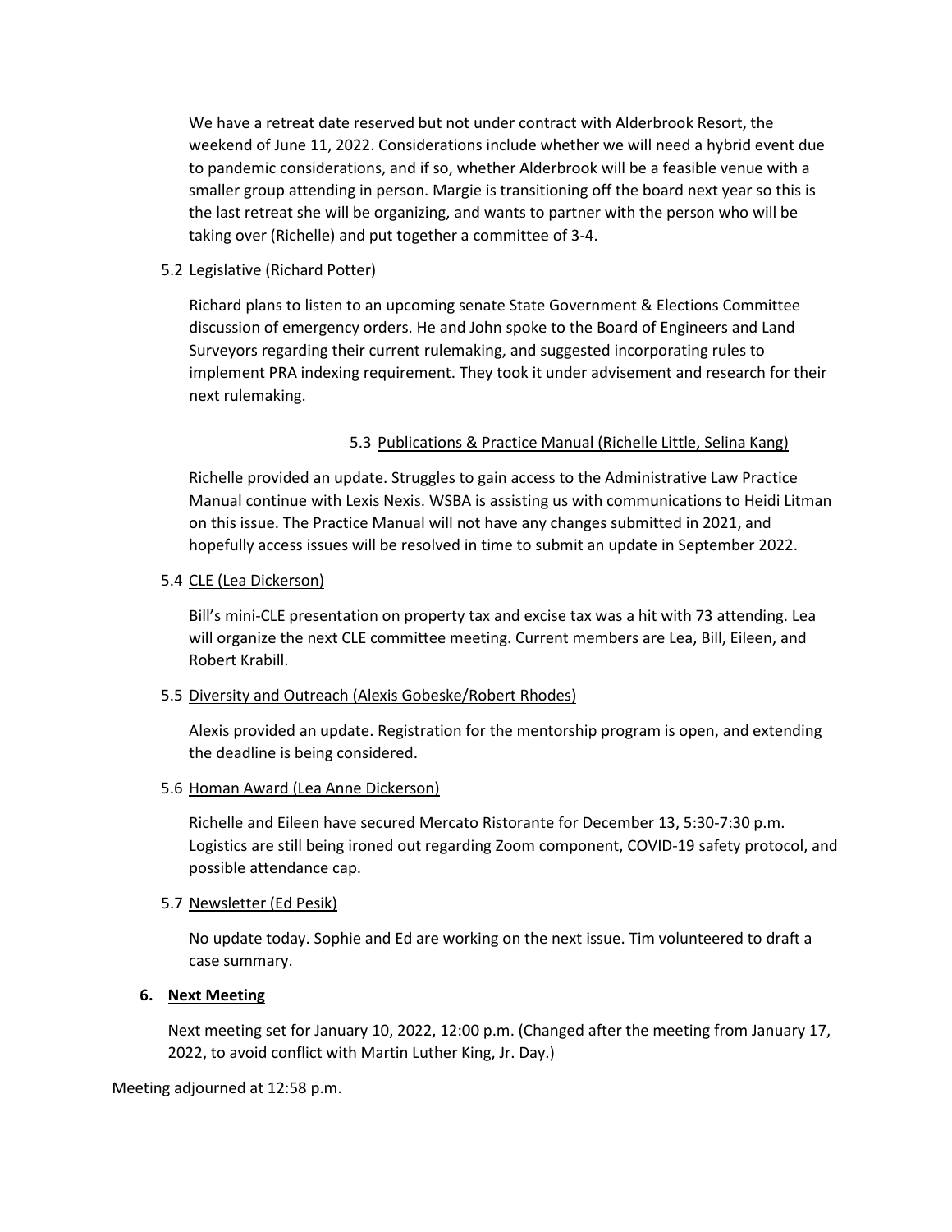We have a retreat date reserved but not under contract with Alderbrook Resort, the weekend of June 11, 2022. Considerations include whether we will need a hybrid event due to pandemic considerations, and if so, whether Alderbrook will be a feasible venue with a smaller group attending in person. Margie is transitioning off the board next year so this is the last retreat she will be organizing, and wants to partner with the person who will be taking over (Richelle) and put together a committee of 3-4.

5.2 Legislative (Richard Potter)

Richard plans to listen to an upcoming senate State Government & Elections Committee discussion of emergency orders. He and John spoke to the Board of Engineers and Land Surveyors regarding their current rulemaking, and suggested incorporating rules to implement PRA indexing requirement. They took it under advisement and research for their next rulemaking.

5.3 Publications & Practice Manual (Richelle Little, Selina Kang)

Richelle provided an update. Struggles to gain access to the Administrative Law Practice Manual continue with Lexis Nexis. WSBA is assisting us with communications to Heidi Litman on this issue. The Practice Manual will not have any changes submitted in 2021, and hopefully access issues will be resolved in time to submit an update in September 2022.

5.4 CLE (Lea Dickerson)

Bill's mini-CLE presentation on property tax and excise tax was a hit with 73 attending. Lea will organize the next CLE committee meeting. Current members are Lea, Bill, Eileen, and Robert Krabill.

5.5 Diversity and Outreach (Alexis Gobeske/Robert Rhodes)

Alexis provided an update. Registration for the mentorship program is open, and extending the deadline is being considered.

5.6 Homan Award (Lea Anne Dickerson)

Richelle and Eileen have secured Mercato Ristorante for December 13, 5:30-7:30 p.m. Logistics are still being ironed out regarding Zoom component, COVID-19 safety protocol, and possible attendance cap.

5.7 Newsletter (Ed Pesik)

No update today. Sophie and Ed are working on the next issue. Tim volunteered to draft a case summary.

**6. Next Meeting**

Next meeting set for January 10, 2022, 12:00 p.m. (Changed after the meeting from January 17, 2022, to avoid conflict with Martin Luther King, Jr. Day.)

Meeting adjourned at 12:58 p.m.